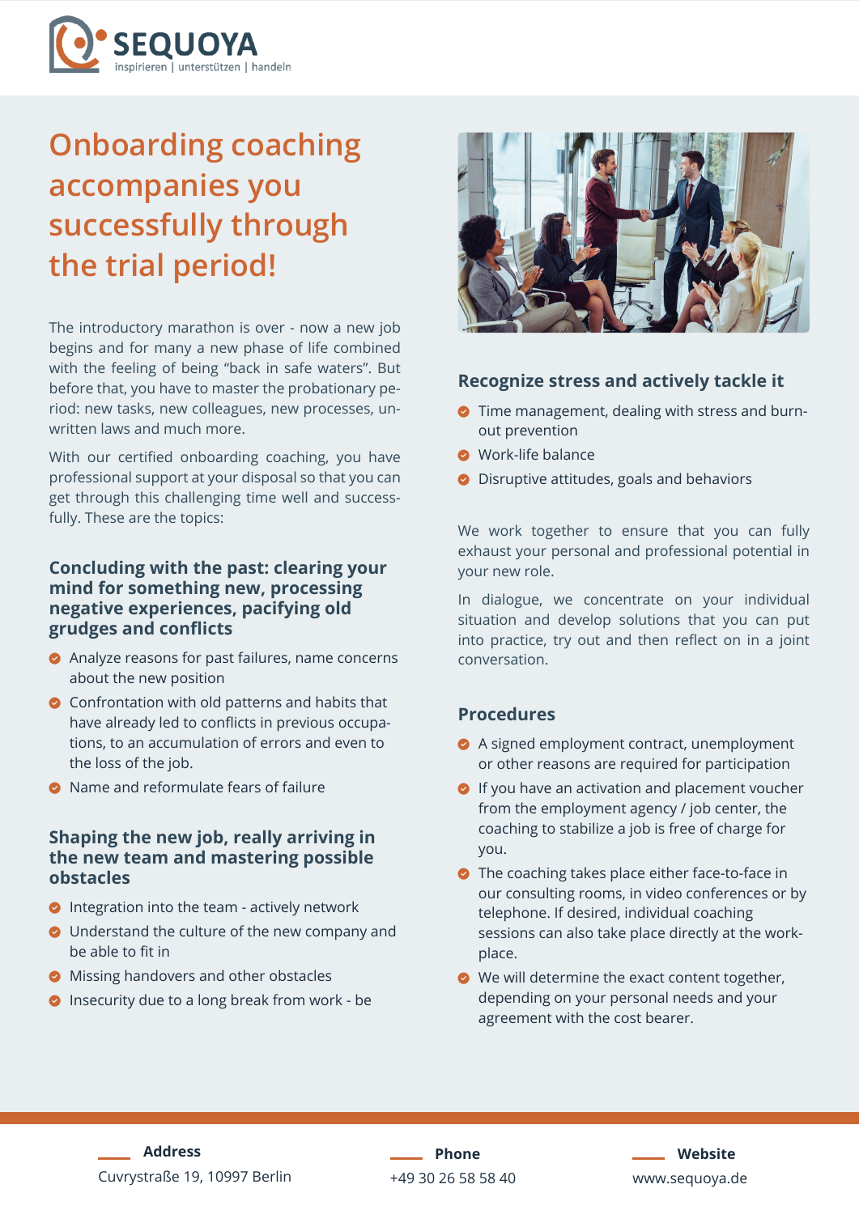SEQUOYA
inspirieren | unterstützen | handeln

# Onboarding coaching accompanies you successfully through the trial period!

The introductory marathon is over - now a new job begins and for many a new phase of life combined with the feeling of being "back in safe waters". But before that, you have to master the probationary period: new tasks, new colleagues, new processes, unwritten laws and much more.

With our certified onboarding coaching, you have professional support at your disposal so that you can get through this challenging time well and successfully. These are the topics:

### Concluding with the past: clearing your mind for something new, processing negative experiences, pacifying old grudges and conflicts

- Analyze reasons for past failures, name concerns about the new position
- Confrontation with old patterns and habits that have already led to conflicts in previous occupations, to an accumulation of errors and even to the loss of the job.
- Name and reformulate fears of failure

### Shaping the new job, really arriving in the new team and mastering possible obstacles

- Integration into the team - actively network
- Understand the culture of the new company and be able to fit in
- Missing handovers and other obstacles
- Insecurity due to a long break from work - be

### Recognize stress and actively tackle it

- Time management, dealing with stress and burnout prevention
- Work-life balance
- Disruptive attitudes, goals and behaviors

We work together to ensure that you can fully exhaust your personal and professional potential in your new role.

In dialogue, we concentrate on your individual situation and develop solutions that you can put into practice, try out and then reflect on in a joint conversation.

### Procedures

- A signed employment contract, unemployment or other reasons are required for participation
- If you have an activation and placement voucher from the employment agency / job center, the coaching to stabilize a job is free of charge for you.
- The coaching takes place either face-to-face in our consulting rooms, in video conferences or by telephone. If desired, individual coaching sessions can also take place directly at the workplace.
- We will determine the exact content together, depending on your personal needs and your agreement with the cost bearer.

**Address**
Cuvrystraße 19, 10997 Berlin

**Phone**
+49 30 26 58 58 40

**Website**
www.sequoya.de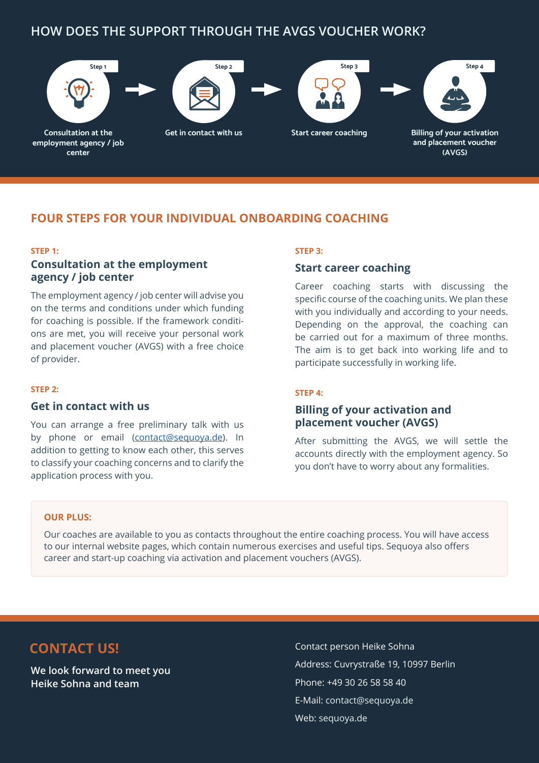## HOW DOES THE SUPPORT THROUGH THE AVGS VOUCHER WORK?

Step 1
Consultation at the employment agency / job center

Step 2
Get in contact with us

Step 3
Start career coaching

Step 4
Billing of your activation and placement voucher (AVGS)

## FOUR STEPS FOR YOUR INDIVIDUAL ONBOARDING COACHING

**STEP 1:**

### Consultation at the employment agency / job center

The employment agency / job center will advise you on the terms and conditions under which funding for coaching is possible. If the framework conditions are met, you will receive your personal work and placement voucher (AVGS) with a free choice of provider.

**STEP 2:**

### Get in contact with us

You can arrange a free preliminary talk with us by phone or email (contact@sequoya.de). In addition to getting to know each other, this serves to classify your coaching concerns and to clarify the application process with you.

**STEP 3:**

### Start career coaching

Career coaching starts with discussing the specific course of the coaching units. We plan these with you individually and according to your needs. Depending on the approval, the coaching can be carried out for a maximum of three months. The aim is to get back into working life and to participate successfully in working life.

**STEP 4:**

### Billing of your activation and placement voucher (AVGS)

After submitting the AVGS, we will settle the accounts directly with the employment agency. So you don't have to worry about any formalities.

**OUR PLUS:**

Our coaches are available to you as contacts throughout the entire coaching process. You will have access to our internal website pages, which contain numerous exercises and useful tips. Sequoya also offers career and start-up coaching via activation and placement vouchers (AVGS).

## CONTACT US!

**We look forward to meet you**
**Heike Sohna and team**

Contact person Heike Sohna
Address: Cuvrystraße 19, 10997 Berlin
Phone: +49 30 26 58 58 40
E-Mail: contact@sequoya.de
Web: sequoya.de